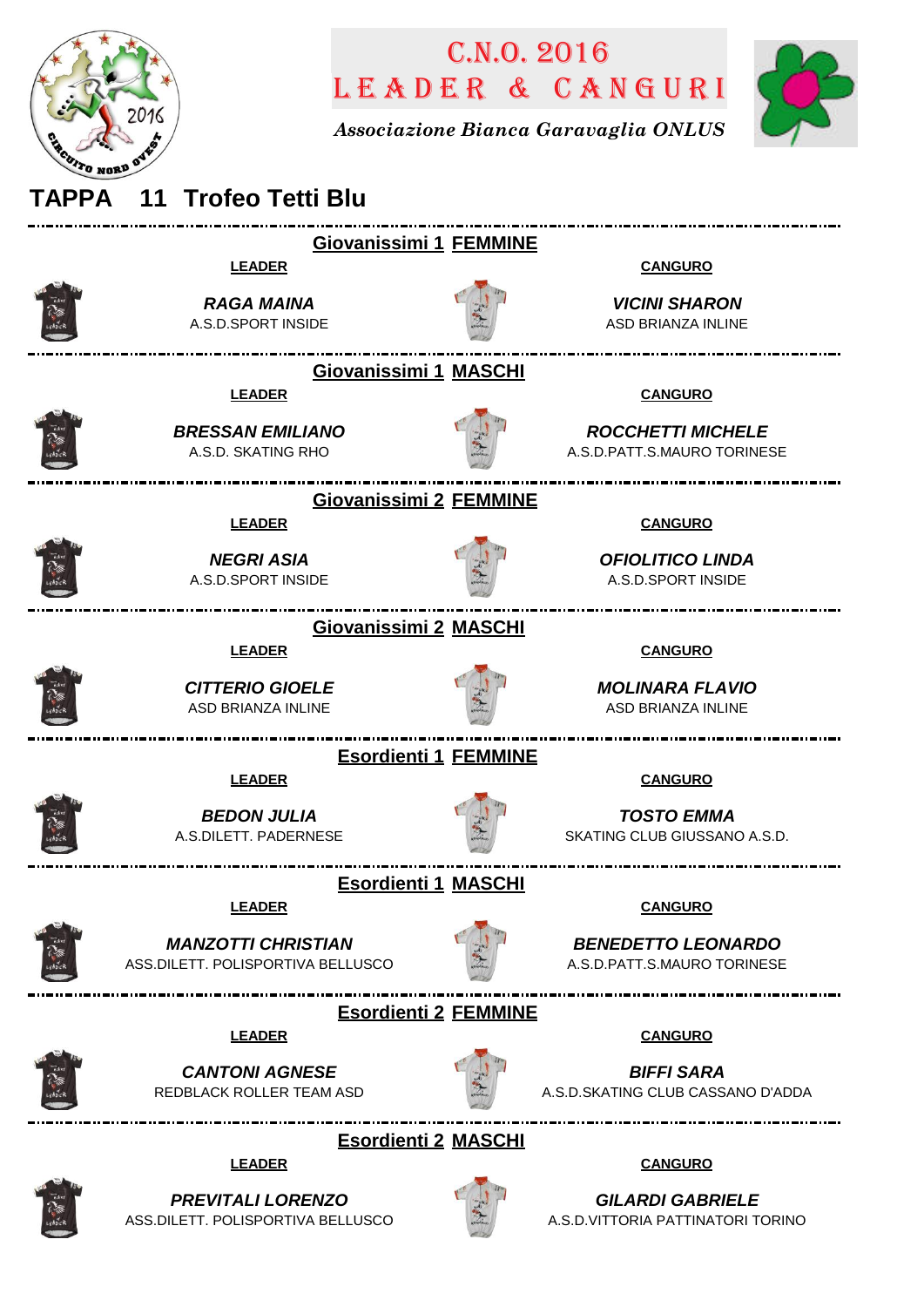# C.N.O. 2016
# LEADER & CANGURI

*Associazione Bianca Garavaglia ONLUS*

## TAPPA 11 Trofeo Tetti Blu

### Giovanissimi 1 FEMMINE

| LEADER | CANGURO |
|---|---|
| ***RAGA MAINA*** | ***VICINI SHARON*** |
| A.S.D.SPORT INSIDE | ASD BRIANZA INLINE |

### Giovanissimi 1 MASCHI

| LEADER | CANGURO |
|---|---|
| ***BRESSAN EMILIANO*** | ***ROCCHETTI MICHELE*** |
| A.S.D. SKATING RHO | A.S.D.PATT.S.MAURO TORINESE |

### Giovanissimi 2 FEMMINE

| LEADER | CANGURO |
|---|---|
| ***NEGRI ASIA*** | ***OFIOLITICO LINDA*** |
| A.S.D.SPORT INSIDE | A.S.D.SPORT INSIDE |

### Giovanissimi 2 MASCHI

| LEADER | CANGURO |
|---|---|
| ***CITTERIO GIOELE*** | ***MOLINARA FLAVIO*** |
| ASD BRIANZA INLINE | ASD BRIANZA INLINE |

### Esordienti 1 FEMMINE

| LEADER | CANGURO |
|---|---|
| ***BEDON JULIA*** | ***TOSTO EMMA*** |
| A.S.DILETT. PADERNESE | SKATING CLUB GIUSSANO A.S.D. |

### Esordienti 1 MASCHI

| LEADER | CANGURO |
|---|---|
| ***MANZOTTI CHRISTIAN*** | ***BENEDETTO LEONARDO*** |
| ASS.DILETT. POLISPORTIVA BELLUSCO | A.S.D.PATT.S.MAURO TORINESE |

### Esordienti 2 FEMMINE

| LEADER | CANGURO |
|---|---|
| ***CANTONI AGNESE*** | ***BIFFI SARA*** |
| REDBLACK ROLLER TEAM ASD | A.S.D.SKATING CLUB CASSANO D'ADDA |

### Esordienti 2 MASCHI

| LEADER | CANGURO |
|---|---|
| ***PREVITALI LORENZO*** | ***GILARDI GABRIELE*** |
| ASS.DILETT. POLISPORTIVA BELLUSCO | A.S.D.VITTORIA PATTINATORI TORINO |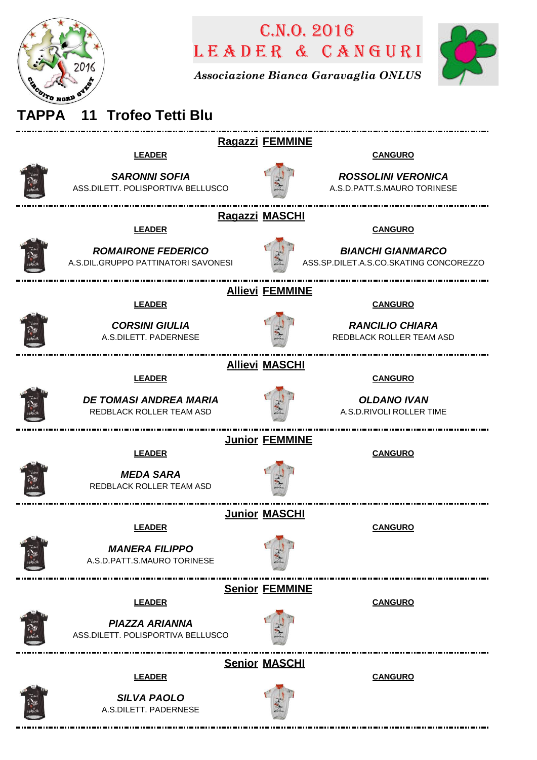# C.N.O. 2016

# LEADER & CANGURI

*Associazione Bianca Garavaglia ONLUS*

## TAPPA 11 Trofeo Tetti Blu

### Ragazzi FEMMINE

| LEADER | CANGURO |
| --- | --- |
| ***SARONNI SOFIA*** | ***ROSSOLINI VERONICA*** |
| ASS.DILETT. POLISPORTIVA BELLUSCO | A.S.D.PATT.S.MAURO TORINESE |

### Ragazzi MASCHI

| LEADER | CANGURO |
| --- | --- |
| ***ROMAIRONE FEDERICO*** | ***BIANCHI GIANMARCO*** |
| A.S.DIL.GRUPPO PATTINATORI SAVONESI | ASS.SP.DILET.A.S.CO.SKATING CONCOREZZO |

### Allievi FEMMINE

| LEADER | CANGURO |
| --- | --- |
| ***CORSINI GIULIA*** | ***RANCILIO CHIARA*** |
| A.S.DILETT. PADERNESE | REDBLACK ROLLER TEAM ASD |

### Allievi MASCHI

| LEADER | CANGURO |
| --- | --- |
| ***DE TOMASI ANDREA MARIA*** | ***OLDANO IVAN*** |
| REDBLACK ROLLER TEAM ASD | A.S.D.RIVOLI ROLLER TIME |

### Junior FEMMINE

| LEADER | CANGURO |
| --- | --- |
| ***MEDA SARA*** | |
| REDBLACK ROLLER TEAM ASD | |

### Junior MASCHI

| LEADER | CANGURO |
| --- | --- |
| ***MANERA FILIPPO*** | |
| A.S.D.PATT.S.MAURO TORINESE | |

### Senior FEMMINE

| LEADER | CANGURO |
| --- | --- |
| ***PIAZZA ARIANNA*** | |
| ASS.DILETT. POLISPORTIVA BELLUSCO | |

### Senior MASCHI

| LEADER | CANGURO |
| --- | --- |
| ***SILVA PAOLO*** | |
| A.S.DILETT. PADERNESE | |